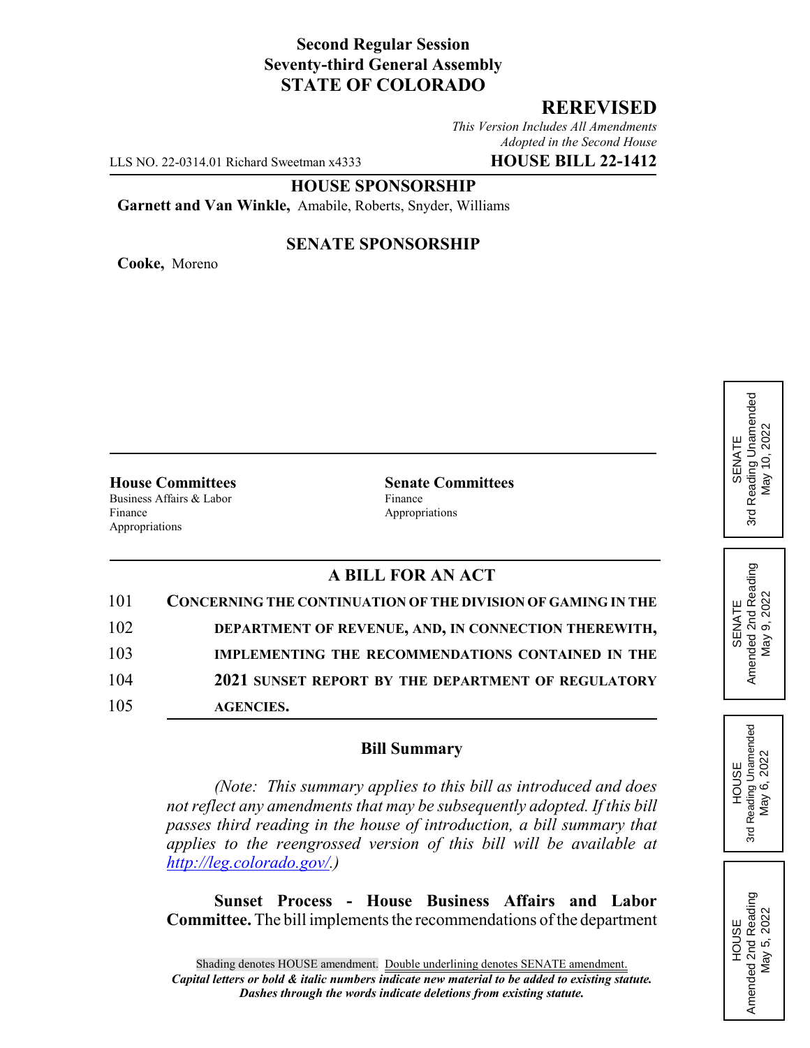**Second Regular Session**
**Seventy-third General Assembly**
**STATE OF COLORADO**

## REREVISED

*This Version Includes All Amendments Adopted in the Second House*

LLS NO. 22-0314.01 Richard Sweetman x4333 **HOUSE BILL 22-1412**

**HOUSE SPONSORSHIP**

**Garnett and Van Winkle,** Amabile, Roberts, Snyder, Williams

**SENATE SPONSORSHIP**

**Cooke,** Moreno

SENATE
3rd Reading Unamended
May 10, 2022

SENATE
Amended 2nd Reading
May 9, 2022

HOUSE
3rd Reading Unamended
May 6, 2022

HOUSE
Amended 2nd Reading
May 5, 2022

| **House Committees** | **Senate Committees** |
|---|---|
| Business Affairs & Labor | Finance |
| Finance | Appropriations |
| Appropriations | |

### A BILL FOR AN ACT

101 **CONCERNING THE CONTINUATION OF THE DIVISION OF GAMING IN THE**
102 **DEPARTMENT OF REVENUE, AND, IN CONNECTION THEREWITH,**
103 **IMPLEMENTING THE RECOMMENDATIONS CONTAINED IN THE**
104 **2021 SUNSET REPORT BY THE DEPARTMENT OF REGULATORY**
105 **AGENCIES.**

### Bill Summary

*(Note: This summary applies to this bill as introduced and does not reflect any amendments that may be subsequently adopted. If this bill passes third reading in the house of introduction, a bill summary that applies to the reengrossed version of this bill will be available at http://leg.colorado.gov/.)*

**Sunset Process - House Business Affairs and Labor Committee.** The bill implements the recommendations of the department

Shading denotes HOUSE amendment. Double underlining denotes SENATE amendment.
***Capital letters or bold & italic numbers indicate new material to be added to existing statute.***
***Dashes through the words indicate deletions from existing statute.***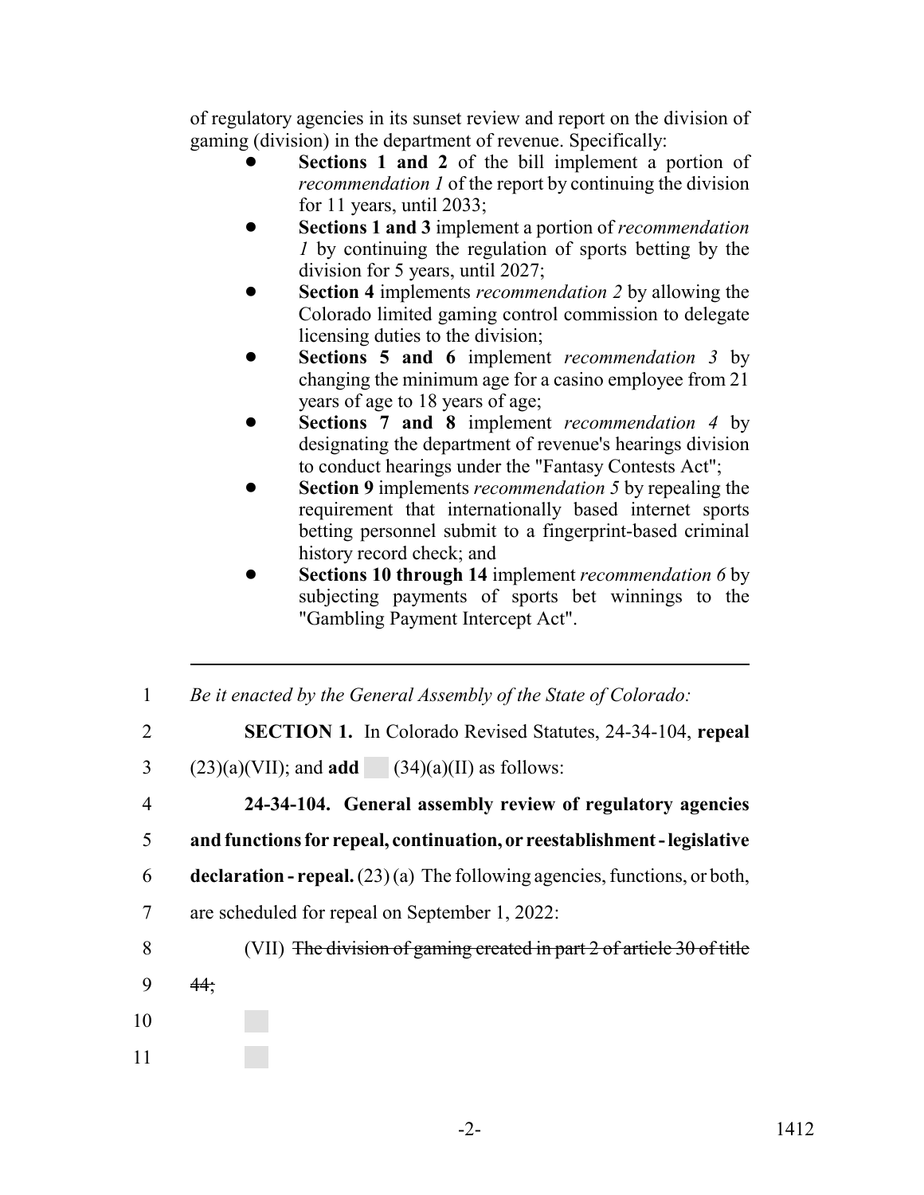of regulatory agencies in its sunset review and report on the division of gaming (division) in the department of revenue. Specifically:

- **Sections 1 and 2** of the bill implement a portion of *recommendation 1* of the report by continuing the division for 11 years, until 2033;
- **Sections 1 and 3** implement a portion of *recommendation 1* by continuing the regulation of sports betting by the division for 5 years, until 2027;
- **Section 4** implements *recommendation 2* by allowing the Colorado limited gaming control commission to delegate licensing duties to the division;
- **Sections 5 and 6** implement *recommendation 3* by changing the minimum age for a casino employee from 21 years of age to 18 years of age;
- **Sections 7 and 8** implement *recommendation 4* by designating the department of revenue's hearings division to conduct hearings under the "Fantasy Contests Act";
- **Section 9** implements *recommendation 5* by repealing the requirement that internationally based internet sports betting personnel submit to a fingerprint-based criminal history record check; and
- **Sections 10 through 14** implement *recommendation 6* by subjecting payments of sports bet winnings to the "Gambling Payment Intercept Act".

---

1 *Be it enacted by the General Assembly of the State of Colorado:*

2 **SECTION 1.** In Colorado Revised Statutes, 24-34-104, **repeal**

3 (23)(a)(VII); and **add** (34)(a)(II) as follows:

4 **24-34-104. General assembly review of regulatory agencies**

5 **and functions for repeal, continuation, or reestablishment - legislative**

6 **declaration - repeal.** (23) (a) The following agencies, functions, or both,

7 are scheduled for repeal on September 1, 2022:

8 (VII) ~~The division of gaming created in part 2 of article 30 of title~~

9 ~~44;~~

10

11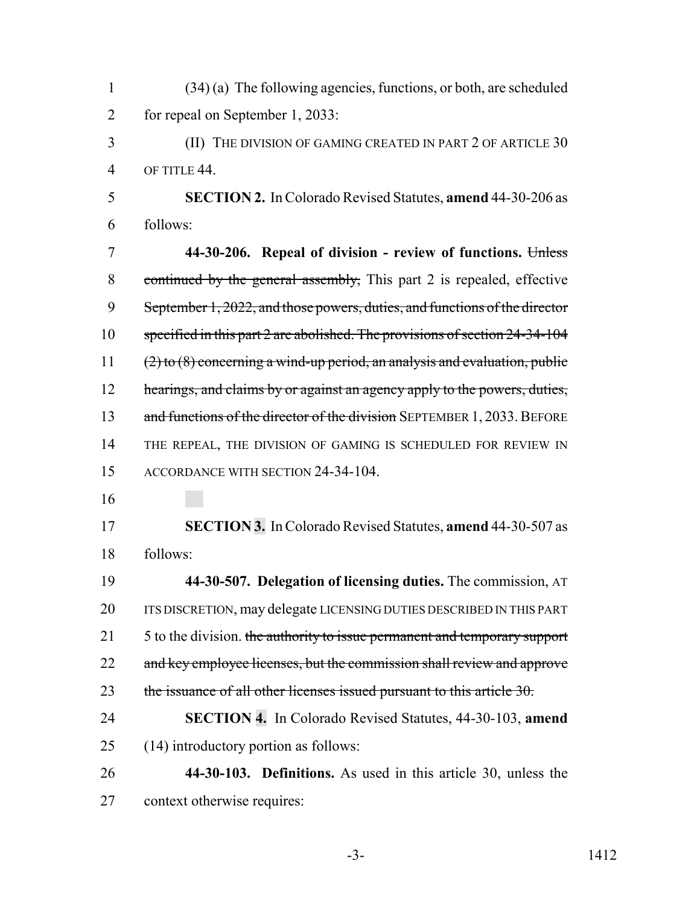(34) (a) The following agencies, functions, or both, are scheduled for repeal on September 1, 2033:

(II) THE DIVISION OF GAMING CREATED IN PART 2 OF ARTICLE 30 OF TITLE 44.

**SECTION 2.** In Colorado Revised Statutes, **amend** 44-30-206 as follows:

**44-30-206. Repeal of division - review of functions.** ~~Unless continued by the general assembly,~~ This part 2 is repealed, effective ~~September 1, 2022, and those powers, duties, and functions of the director specified in this part 2 are abolished. The provisions of section 24-34-104 (2) to (8) concerning a wind-up period, an analysis and evaluation, public hearings, and claims by or against an agency apply to the powers, duties, and functions of the director of the division~~ SEPTEMBER 1, 2033. BEFORE THE REPEAL, THE DIVISION OF GAMING IS SCHEDULED FOR REVIEW IN ACCORDANCE WITH SECTION 24-34-104.

**SECTION 3.** In Colorado Revised Statutes, **amend** 44-30-507 as follows:

**44-30-507. Delegation of licensing duties.** The commission, AT ITS DISCRETION, may delegate LICENSING DUTIES DESCRIBED IN THIS PART 5 to the division. ~~the authority to issue permanent and temporary support and key employee licenses, but the commission shall review and approve the issuance of all other licenses issued pursuant to this article 30.~~

**SECTION 4.** In Colorado Revised Statutes, 44-30-103, **amend** (14) introductory portion as follows:

**44-30-103. Definitions.** As used in this article 30, unless the context otherwise requires: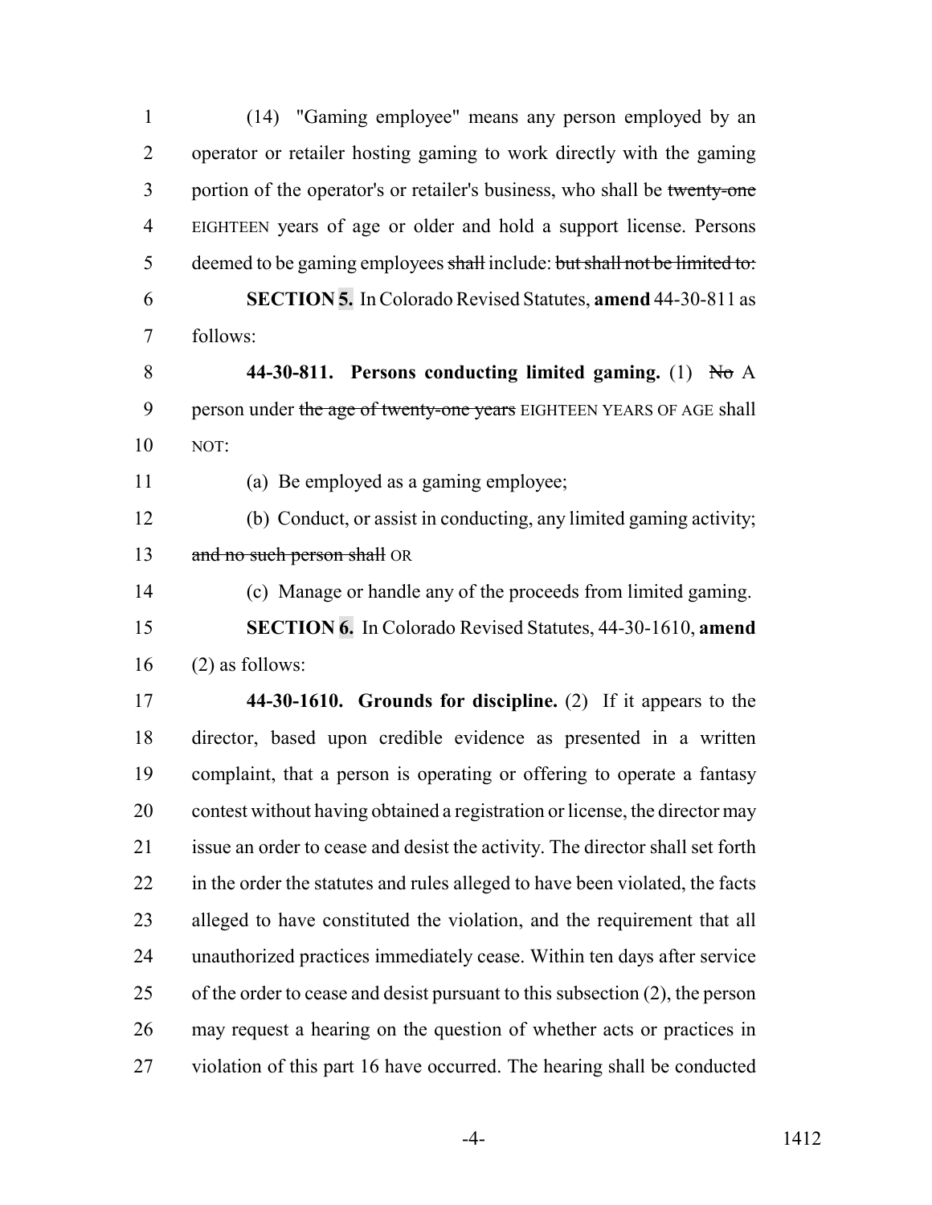(14) "Gaming employee" means any person employed by an operator or retailer hosting gaming to work directly with the gaming portion of the operator's or retailer's business, who shall be ~~twenty-one~~ EIGHTEEN years of age or older and hold a support license. Persons deemed to be gaming employees ~~shall~~ include: ~~but shall not be limited to:~~

**SECTION 5.** In Colorado Revised Statutes, **amend** 44-30-811 as follows:

**44-30-811. Persons conducting limited gaming.** (1) ~~No~~ A person under ~~the age of twenty-one years~~ EIGHTEEN YEARS OF AGE shall NOT:

(a) Be employed as a gaming employee;

(b) Conduct, or assist in conducting, any limited gaming activity; ~~and no such person shall~~ OR

(c) Manage or handle any of the proceeds from limited gaming.

**SECTION 6.** In Colorado Revised Statutes, 44-30-1610, **amend** (2) as follows:

**44-30-1610. Grounds for discipline.** (2) If it appears to the director, based upon credible evidence as presented in a written complaint, that a person is operating or offering to operate a fantasy contest without having obtained a registration or license, the director may issue an order to cease and desist the activity. The director shall set forth in the order the statutes and rules alleged to have been violated, the facts alleged to have constituted the violation, and the requirement that all unauthorized practices immediately cease. Within ten days after service of the order to cease and desist pursuant to this subsection (2), the person may request a hearing on the question of whether acts or practices in violation of this part 16 have occurred. The hearing shall be conducted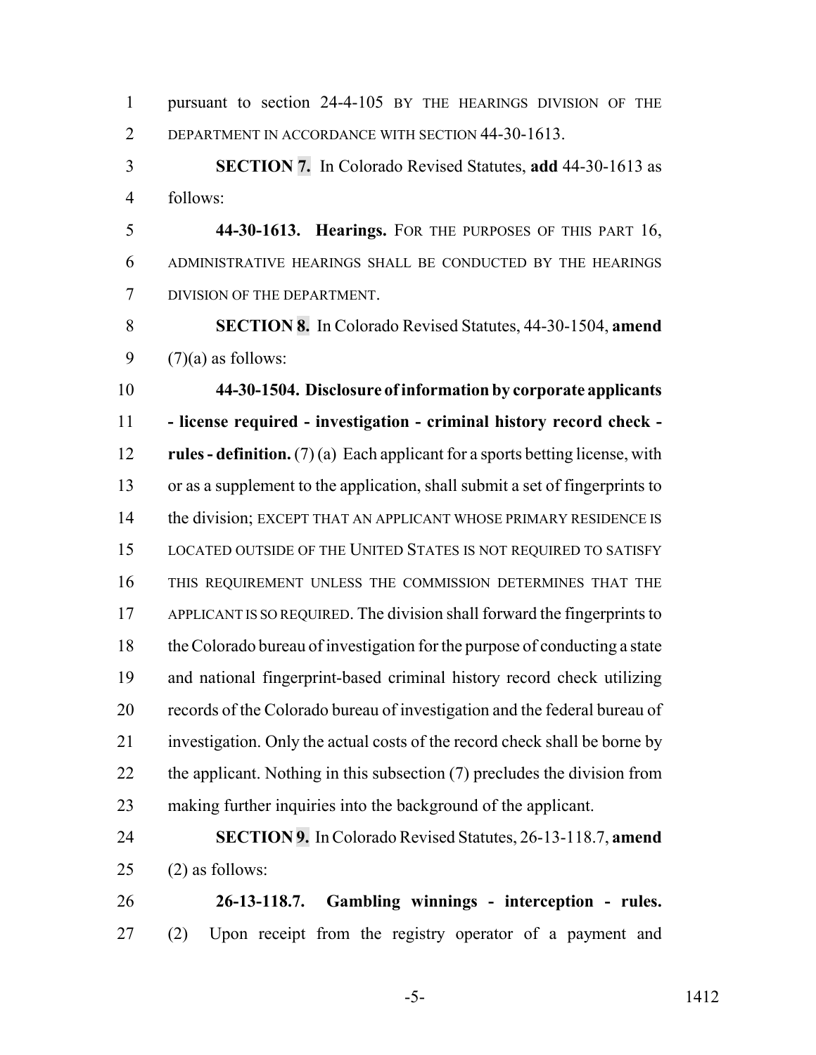pursuant to section 24-4-105 BY THE HEARINGS DIVISION OF THE DEPARTMENT IN ACCORDANCE WITH SECTION 44-30-1613.

**SECTION 7.** In Colorado Revised Statutes, **add** 44-30-1613 as follows:

**44-30-1613. Hearings.** FOR THE PURPOSES OF THIS PART 16, ADMINISTRATIVE HEARINGS SHALL BE CONDUCTED BY THE HEARINGS DIVISION OF THE DEPARTMENT.

**SECTION 8.** In Colorado Revised Statutes, 44-30-1504, **amend** (7)(a) as follows:

**44-30-1504. Disclosure of information by corporate applicants - license required - investigation - criminal history record check - rules - definition.** (7) (a) Each applicant for a sports betting license, with or as a supplement to the application, shall submit a set of fingerprints to the division; EXCEPT THAT AN APPLICANT WHOSE PRIMARY RESIDENCE IS LOCATED OUTSIDE OF THE UNITED STATES IS NOT REQUIRED TO SATISFY THIS REQUIREMENT UNLESS THE COMMISSION DETERMINES THAT THE APPLICANT IS SO REQUIRED. The division shall forward the fingerprints to the Colorado bureau of investigation for the purpose of conducting a state and national fingerprint-based criminal history record check utilizing records of the Colorado bureau of investigation and the federal bureau of investigation. Only the actual costs of the record check shall be borne by the applicant. Nothing in this subsection (7) precludes the division from making further inquiries into the background of the applicant.

**SECTION 9.** In Colorado Revised Statutes, 26-13-118.7, **amend** (2) as follows:

**26-13-118.7. Gambling winnings - interception - rules.** (2) Upon receipt from the registry operator of a payment and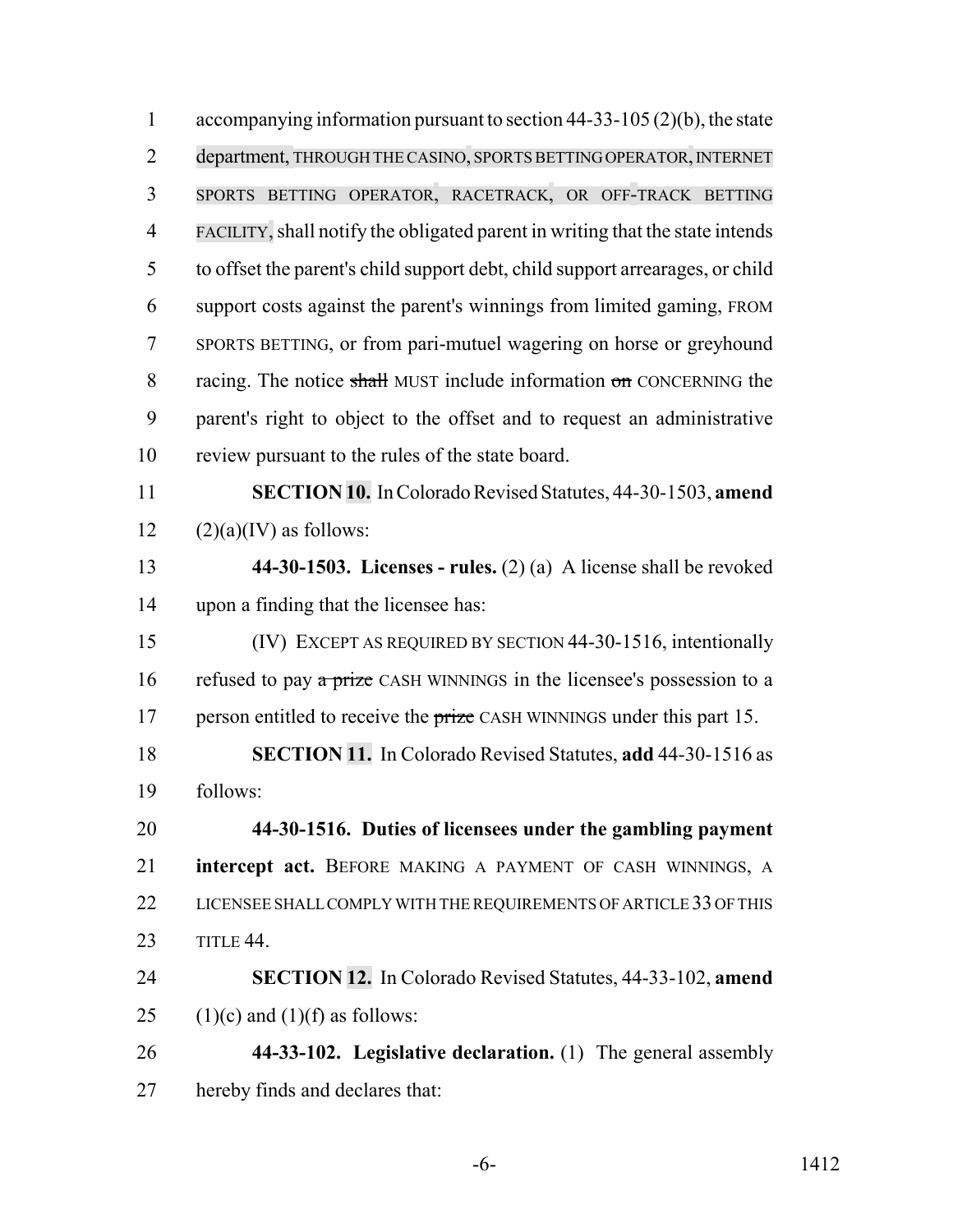accompanying information pursuant to section 44-33-105 (2)(b), the state department, THROUGH THE CASINO, SPORTS BETTING OPERATOR, INTERNET SPORTS BETTING OPERATOR, RACETRACK, OR OFF-TRACK BETTING FACILITY, shall notify the obligated parent in writing that the state intends to offset the parent's child support debt, child support arrearages, or child support costs against the parent's winnings from limited gaming, FROM SPORTS BETTING, or from pari-mutuel wagering on horse or greyhound racing. The notice ~~shall~~ MUST include information ~~on~~ CONCERNING the parent's right to object to the offset and to request an administrative review pursuant to the rules of the state board.

**SECTION 10.** In Colorado Revised Statutes, 44-30-1503, **amend** (2)(a)(IV) as follows:

**44-30-1503. Licenses - rules.** (2) (a) A license shall be revoked upon a finding that the licensee has:

(IV) EXCEPT AS REQUIRED BY SECTION 44-30-1516, intentionally refused to pay ~~a prize~~ CASH WINNINGS in the licensee's possession to a person entitled to receive the ~~prize~~ CASH WINNINGS under this part 15.

**SECTION 11.** In Colorado Revised Statutes, **add** 44-30-1516 as follows:

**44-30-1516. Duties of licensees under the gambling payment intercept act.** BEFORE MAKING A PAYMENT OF CASH WINNINGS, A LICENSEE SHALL COMPLY WITH THE REQUIREMENTS OF ARTICLE 33 OF THIS TITLE 44.

**SECTION 12.** In Colorado Revised Statutes, 44-33-102, **amend** (1)(c) and (1)(f) as follows:

**44-33-102. Legislative declaration.** (1) The general assembly hereby finds and declares that: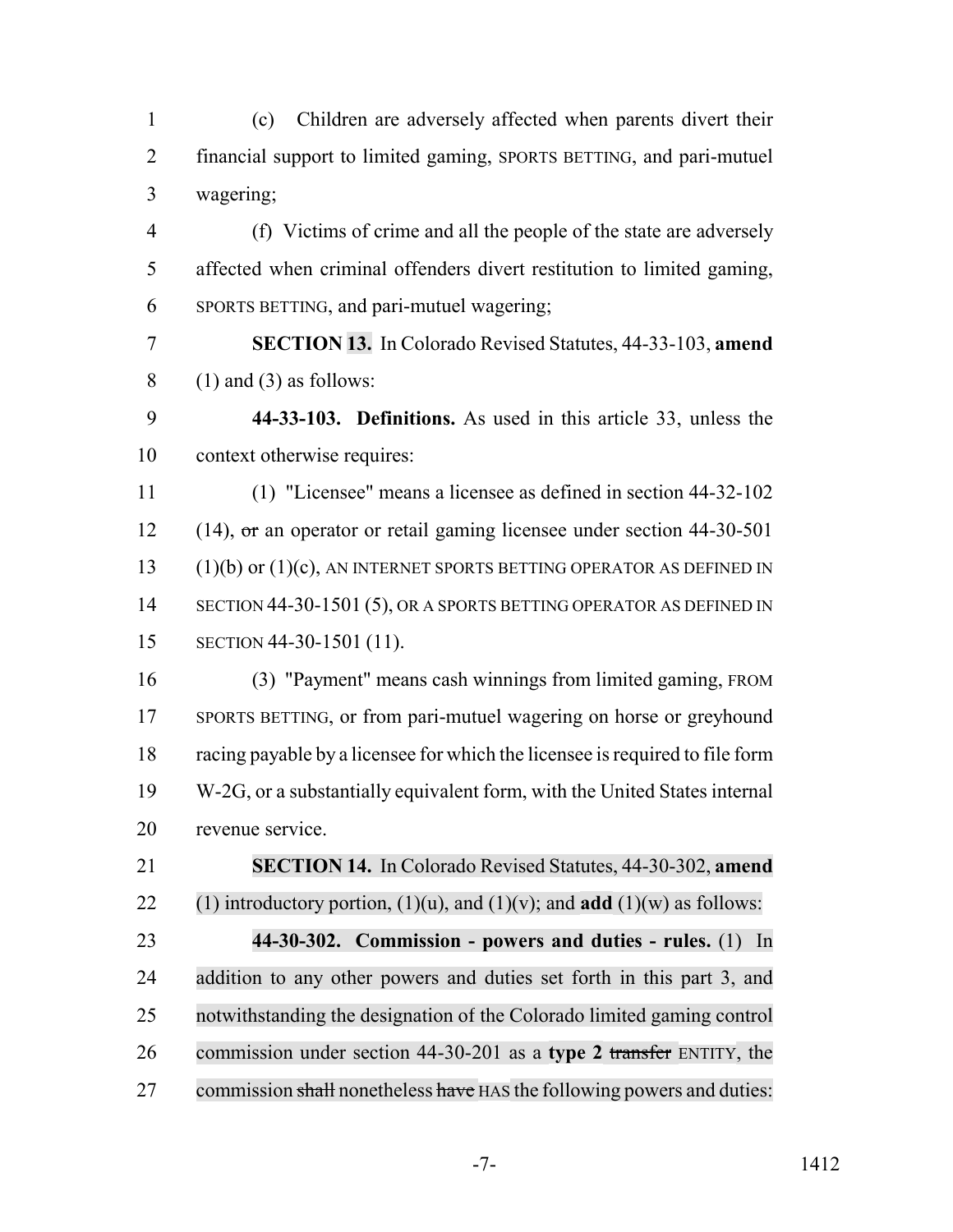(c) Children are adversely affected when parents divert their financial support to limited gaming, SPORTS BETTING, and pari-mutuel wagering;

(f) Victims of crime and all the people of the state are adversely affected when criminal offenders divert restitution to limited gaming, SPORTS BETTING, and pari-mutuel wagering;

**SECTION 13.** In Colorado Revised Statutes, 44-33-103, **amend** (1) and (3) as follows:

**44-33-103. Definitions.** As used in this article 33, unless the context otherwise requires:

(1) "Licensee" means a licensee as defined in section 44-32-102 (14), ~~or~~ an operator or retail gaming licensee under section 44-30-501 (1)(b) or (1)(c), AN INTERNET SPORTS BETTING OPERATOR AS DEFINED IN SECTION 44-30-1501 (5), OR A SPORTS BETTING OPERATOR AS DEFINED IN SECTION 44-30-1501 (11).

(3) "Payment" means cash winnings from limited gaming, FROM SPORTS BETTING, or from pari-mutuel wagering on horse or greyhound racing payable by a licensee for which the licensee is required to file form W-2G, or a substantially equivalent form, with the United States internal revenue service.

**SECTION 14.** In Colorado Revised Statutes, 44-30-302, **amend** (1) introductory portion, (1)(u), and (1)(v); and **add** (1)(w) as follows:

**44-30-302. Commission - powers and duties - rules.** (1) In addition to any other powers and duties set forth in this part 3, and notwithstanding the designation of the Colorado limited gaming control commission under section 44-30-201 as a **type 2** ~~transfer~~ ENTITY, the commission ~~shall~~ nonetheless ~~have~~ HAS the following powers and duties: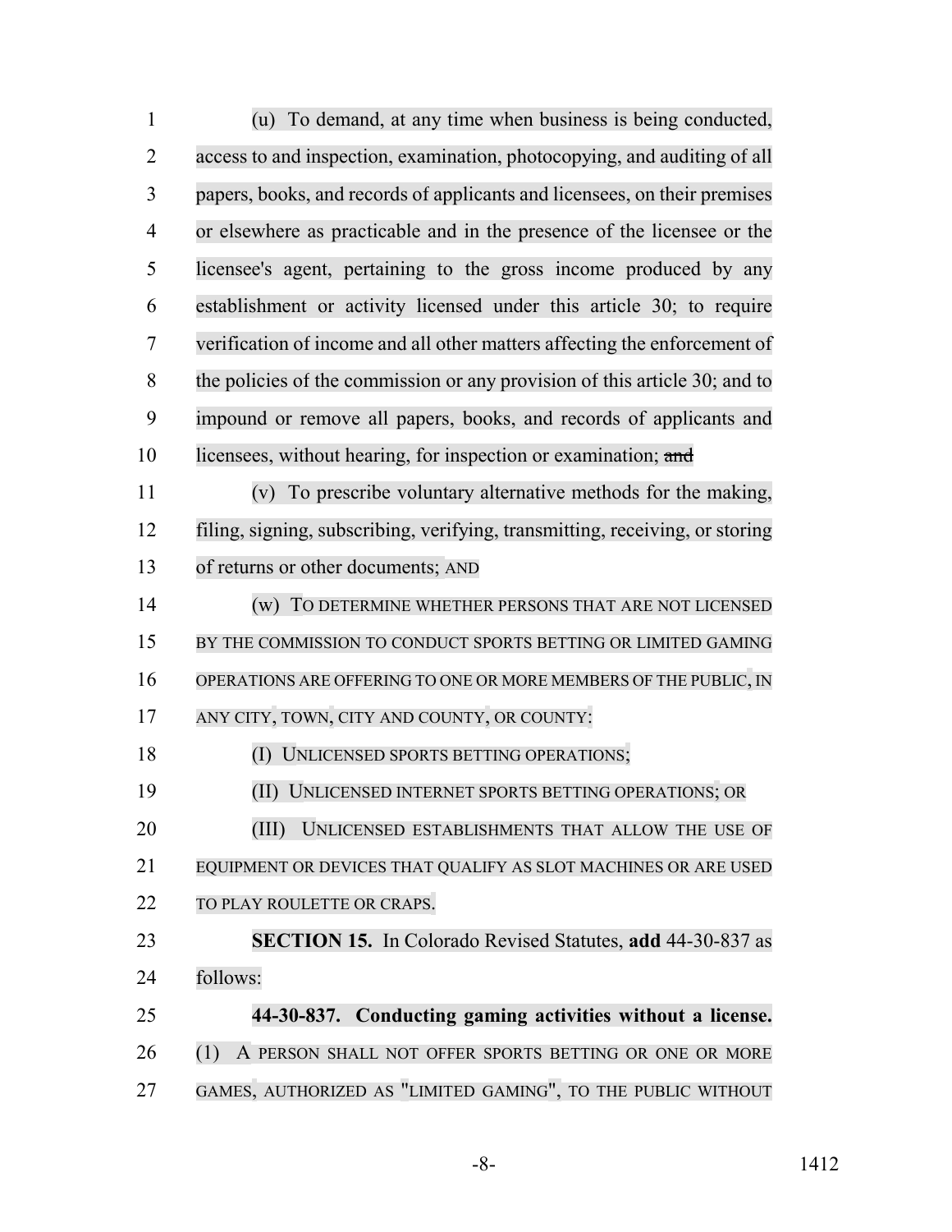(u) To demand, at any time when business is being conducted, access to and inspection, examination, photocopying, and auditing of all papers, books, and records of applicants and licensees, on their premises or elsewhere as practicable and in the presence of the licensee or the licensee's agent, pertaining to the gross income produced by any establishment or activity licensed under this article 30; to require verification of income and all other matters affecting the enforcement of the policies of the commission or any provision of this article 30; and to impound or remove all papers, books, and records of applicants and licensees, without hearing, for inspection or examination; ~~and~~

(v) To prescribe voluntary alternative methods for the making, filing, signing, subscribing, verifying, transmitting, receiving, or storing of returns or other documents; AND

(w) TO DETERMINE WHETHER PERSONS THAT ARE NOT LICENSED BY THE COMMISSION TO CONDUCT SPORTS BETTING OR LIMITED GAMING OPERATIONS ARE OFFERING TO ONE OR MORE MEMBERS OF THE PUBLIC, IN ANY CITY, TOWN, CITY AND COUNTY, OR COUNTY:

(I) UNLICENSED SPORTS BETTING OPERATIONS;

(II) UNLICENSED INTERNET SPORTS BETTING OPERATIONS; OR

(III) UNLICENSED ESTABLISHMENTS THAT ALLOW THE USE OF EQUIPMENT OR DEVICES THAT QUALIFY AS SLOT MACHINES OR ARE USED TO PLAY ROULETTE OR CRAPS.

**SECTION 15.** In Colorado Revised Statutes, **add** 44-30-837 as follows:

**44-30-837. Conducting gaming activities without a license.** (1) A PERSON SHALL NOT OFFER SPORTS BETTING OR ONE OR MORE GAMES, AUTHORIZED AS "LIMITED GAMING", TO THE PUBLIC WITHOUT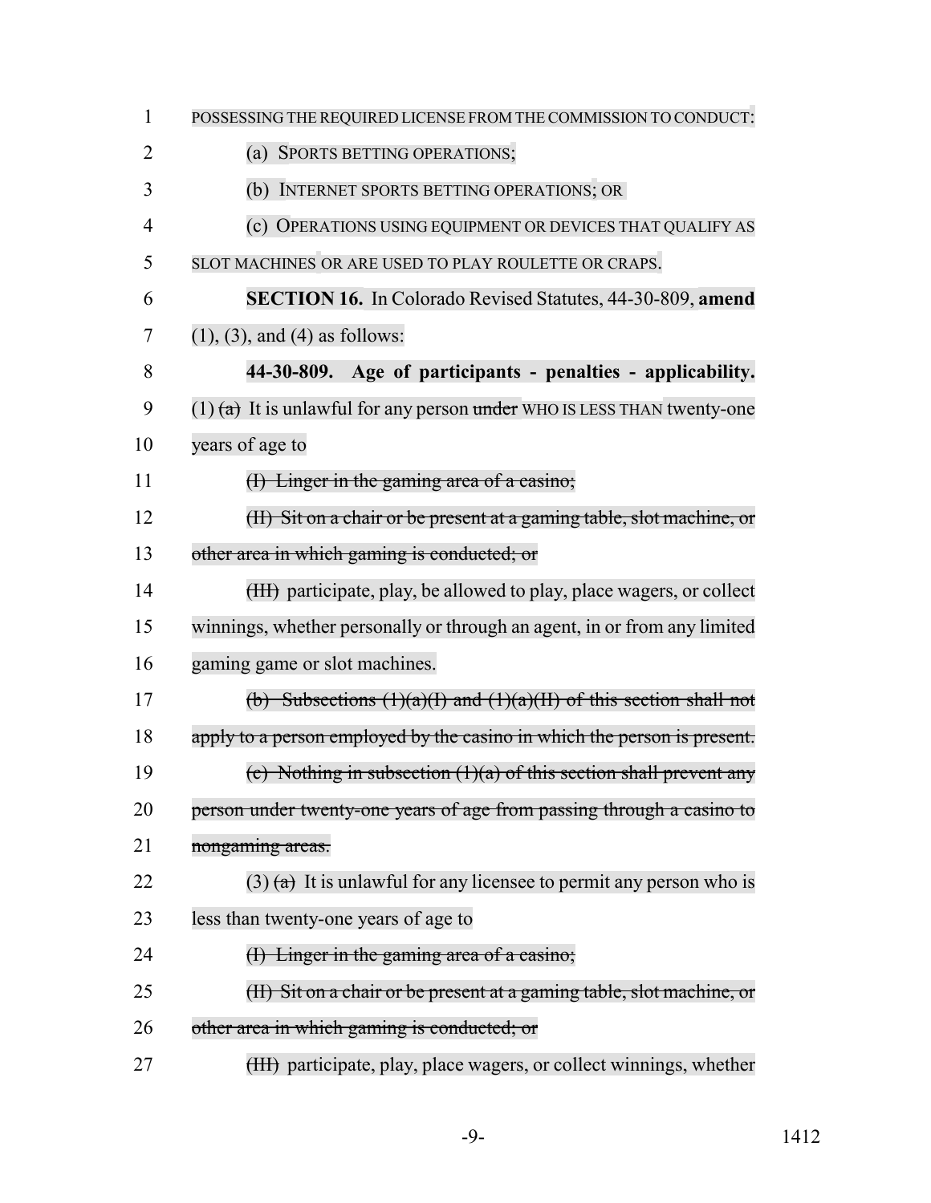POSSESSING THE REQUIRED LICENSE FROM THE COMMISSION TO CONDUCT:

(a) SPORTS BETTING OPERATIONS;

(b) INTERNET SPORTS BETTING OPERATIONS; OR

(c) OPERATIONS USING EQUIPMENT OR DEVICES THAT QUALIFY AS SLOT MACHINES OR ARE USED TO PLAY ROULETTE OR CRAPS.

**SECTION 16.** In Colorado Revised Statutes, 44-30-809, **amend** (1), (3), and (4) as follows:

**44-30-809. Age of participants - penalties - applicability.** (1) ~~(a)~~ It is unlawful for any person ~~under~~ WHO IS LESS THAN twenty-one years of age to

~~(I) Linger in the gaming area of a casino;~~

~~(II) Sit on a chair or be present at a gaming table, slot machine, or other area in which gaming is conducted; or~~

~~(III)~~ participate, play, be allowed to play, place wagers, or collect winnings, whether personally or through an agent, in or from any limited gaming game or slot machines.

~~(b) Subsections (1)(a)(I) and (1)(a)(II) of this section shall not apply to a person employed by the casino in which the person is present.~~

~~(c) Nothing in subsection (1)(a) of this section shall prevent any person under twenty-one years of age from passing through a casino to nongaming areas.~~

(3) ~~(a)~~ It is unlawful for any licensee to permit any person who is less than twenty-one years of age to

~~(I) Linger in the gaming area of a casino;~~

~~(II) Sit on a chair or be present at a gaming table, slot machine, or other area in which gaming is conducted; or~~

~~(III)~~ participate, play, place wagers, or collect winnings, whether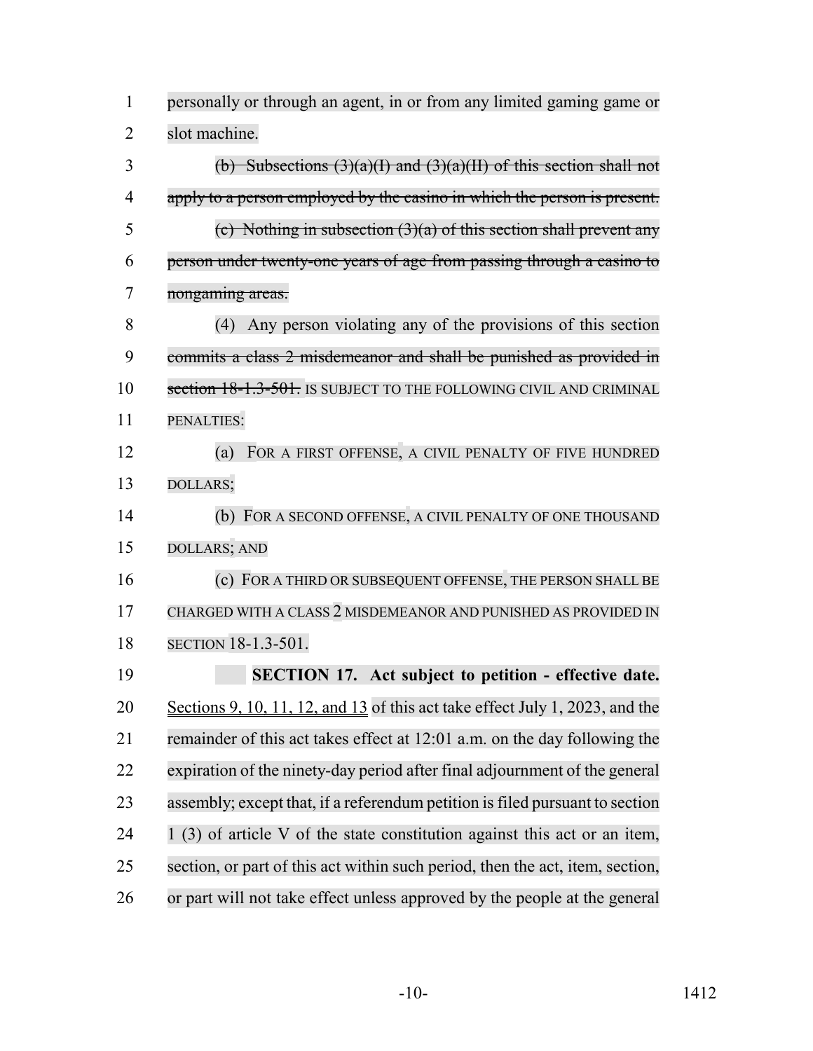personally or through an agent, in or from any limited gaming game or slot machine.

~~(b) Subsections (3)(a)(I) and (3)(a)(II) of this section shall not apply to a person employed by the casino in which the person is present.~~

~~(c) Nothing in subsection (3)(a) of this section shall prevent any person under twenty-one years of age from passing through a casino to nongaming areas.~~

(4) Any person violating any of the provisions of this section ~~commits a class 2 misdemeanor and shall be punished as provided in section 18-1.3-501.~~ IS SUBJECT TO THE FOLLOWING CIVIL AND CRIMINAL PENALTIES:

(a) FOR A FIRST OFFENSE, A CIVIL PENALTY OF FIVE HUNDRED DOLLARS;

(b) FOR A SECOND OFFENSE, A CIVIL PENALTY OF ONE THOUSAND DOLLARS; AND

(c) FOR A THIRD OR SUBSEQUENT OFFENSE, THE PERSON SHALL BE CHARGED WITH A CLASS 2 MISDEMEANOR AND PUNISHED AS PROVIDED IN SECTION 18-1.3-501.

**SECTION 17. Act subject to petition - effective date.** Sections 9, 10, 11, 12, and 13 of this act take effect July 1, 2023, and the remainder of this act takes effect at 12:01 a.m. on the day following the expiration of the ninety-day period after final adjournment of the general assembly; except that, if a referendum petition is filed pursuant to section 1 (3) of article V of the state constitution against this act or an item, section, or part of this act within such period, then the act, item, section, or part will not take effect unless approved by the people at the general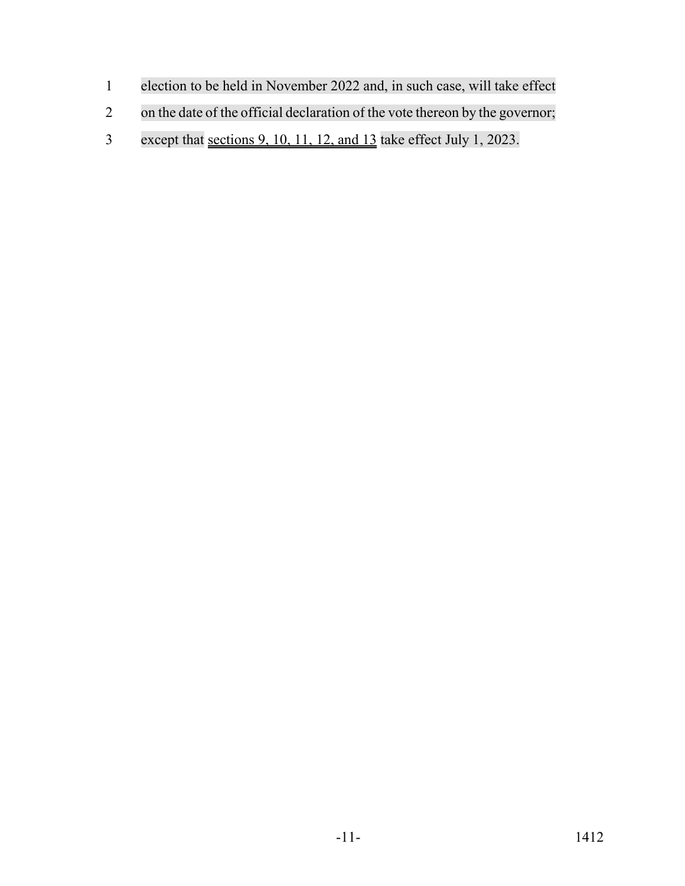election to be held in November 2022 and, in such case, will take effect on the date of the official declaration of the vote thereon by the governor; except that sections 9, 10, 11, 12, and 13 take effect July 1, 2023.